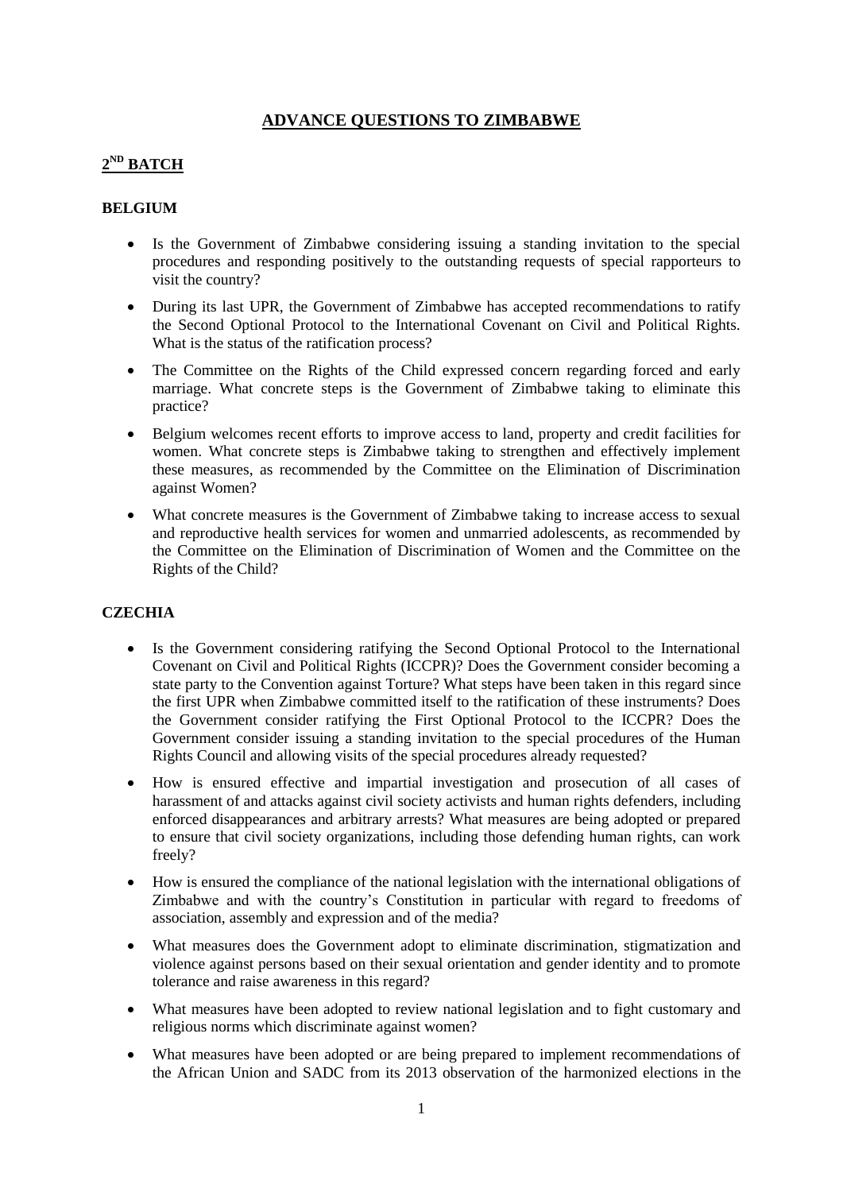# ADVANCE QUESTIONS TO ZIMBABWE

## 2ND BATCH

### BELGIUM

- Is the Government of Zimbabwe considering issuing a standing invitation to the special procedures and responding positively to the outstanding requests of special rapporteurs to visit the country?
- During its last UPR, the Government of Zimbabwe has accepted recommendations to ratify the Second Optional Protocol to the International Covenant on Civil and Political Rights. What is the status of the ratification process?
- The Committee on the Rights of the Child expressed concern regarding forced and early marriage. What concrete steps is the Government of Zimbabwe taking to eliminate this practice?
- Belgium welcomes recent efforts to improve access to land, property and credit facilities for women. What concrete steps is Zimbabwe taking to strengthen and effectively implement these measures, as recommended by the Committee on the Elimination of Discrimination against Women?
- What concrete measures is the Government of Zimbabwe taking to increase access to sexual and reproductive health services for women and unmarried adolescents, as recommended by the Committee on the Elimination of Discrimination of Women and the Committee on the Rights of the Child?

### CZECHIA

- Is the Government considering ratifying the Second Optional Protocol to the International Covenant on Civil and Political Rights (ICCPR)? Does the Government consider becoming a state party to the Convention against Torture? What steps have been taken in this regard since the first UPR when Zimbabwe committed itself to the ratification of these instruments? Does the Government consider ratifying the First Optional Protocol to the ICCPR? Does the Government consider issuing a standing invitation to the special procedures of the Human Rights Council and allowing visits of the special procedures already requested?
- How is ensured effective and impartial investigation and prosecution of all cases of harassment of and attacks against civil society activists and human rights defenders, including enforced disappearances and arbitrary arrests? What measures are being adopted or prepared to ensure that civil society organizations, including those defending human rights, can work freely?
- How is ensured the compliance of the national legislation with the international obligations of Zimbabwe and with the country's Constitution in particular with regard to freedoms of association, assembly and expression and of the media?
- What measures does the Government adopt to eliminate discrimination, stigmatization and violence against persons based on their sexual orientation and gender identity and to promote tolerance and raise awareness in this regard?
- What measures have been adopted to review national legislation and to fight customary and religious norms which discriminate against women?
- What measures have been adopted or are being prepared to implement recommendations of the African Union and SADC from its 2013 observation of the harmonized elections in the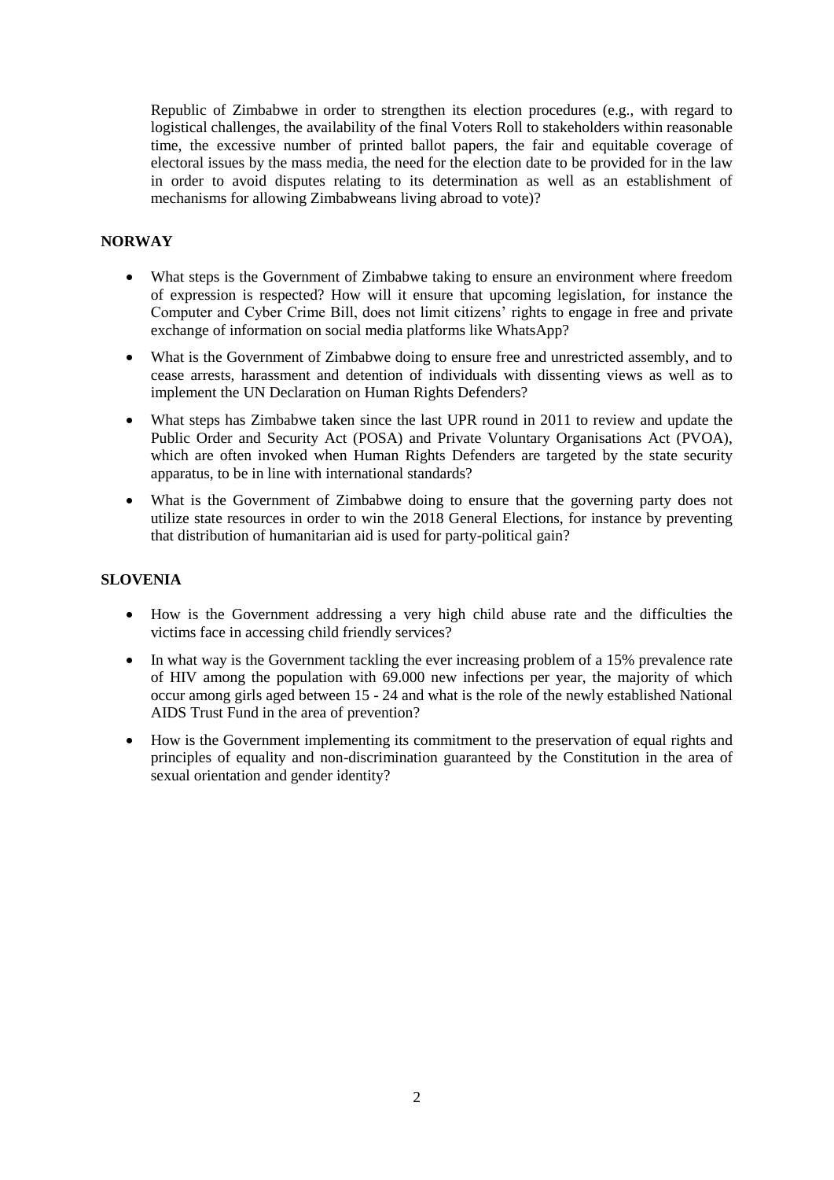Republic of Zimbabwe in order to strengthen its election procedures (e.g., with regard to logistical challenges, the availability of the final Voters Roll to stakeholders within reasonable time, the excessive number of printed ballot papers, the fair and equitable coverage of electoral issues by the mass media, the need for the election date to be provided for in the law in order to avoid disputes relating to its determination as well as an establishment of mechanisms for allowing Zimbabweans living abroad to vote)?

## NORWAY

- What steps is the Government of Zimbabwe taking to ensure an environment where freedom of expression is respected? How will it ensure that upcoming legislation, for instance the Computer and Cyber Crime Bill, does not limit citizens' rights to engage in free and private exchange of information on social media platforms like WhatsApp?
- What is the Government of Zimbabwe doing to ensure free and unrestricted assembly, and to cease arrests, harassment and detention of individuals with dissenting views as well as to implement the UN Declaration on Human Rights Defenders?
- What steps has Zimbabwe taken since the last UPR round in 2011 to review and update the Public Order and Security Act (POSA) and Private Voluntary Organisations Act (PVOA), which are often invoked when Human Rights Defenders are targeted by the state security apparatus, to be in line with international standards?
- What is the Government of Zimbabwe doing to ensure that the governing party does not utilize state resources in order to win the 2018 General Elections, for instance by preventing that distribution of humanitarian aid is used for party-political gain?

## SLOVENIA

- How is the Government addressing a very high child abuse rate and the difficulties the victims face in accessing child friendly services?
- In what way is the Government tackling the ever increasing problem of a 15% prevalence rate of HIV among the population with 69.000 new infections per year, the majority of which occur among girls aged between 15 - 24 and what is the role of the newly established National AIDS Trust Fund in the area of prevention?
- How is the Government implementing its commitment to the preservation of equal rights and principles of equality and non-discrimination guaranteed by the Constitution in the area of sexual orientation and gender identity?